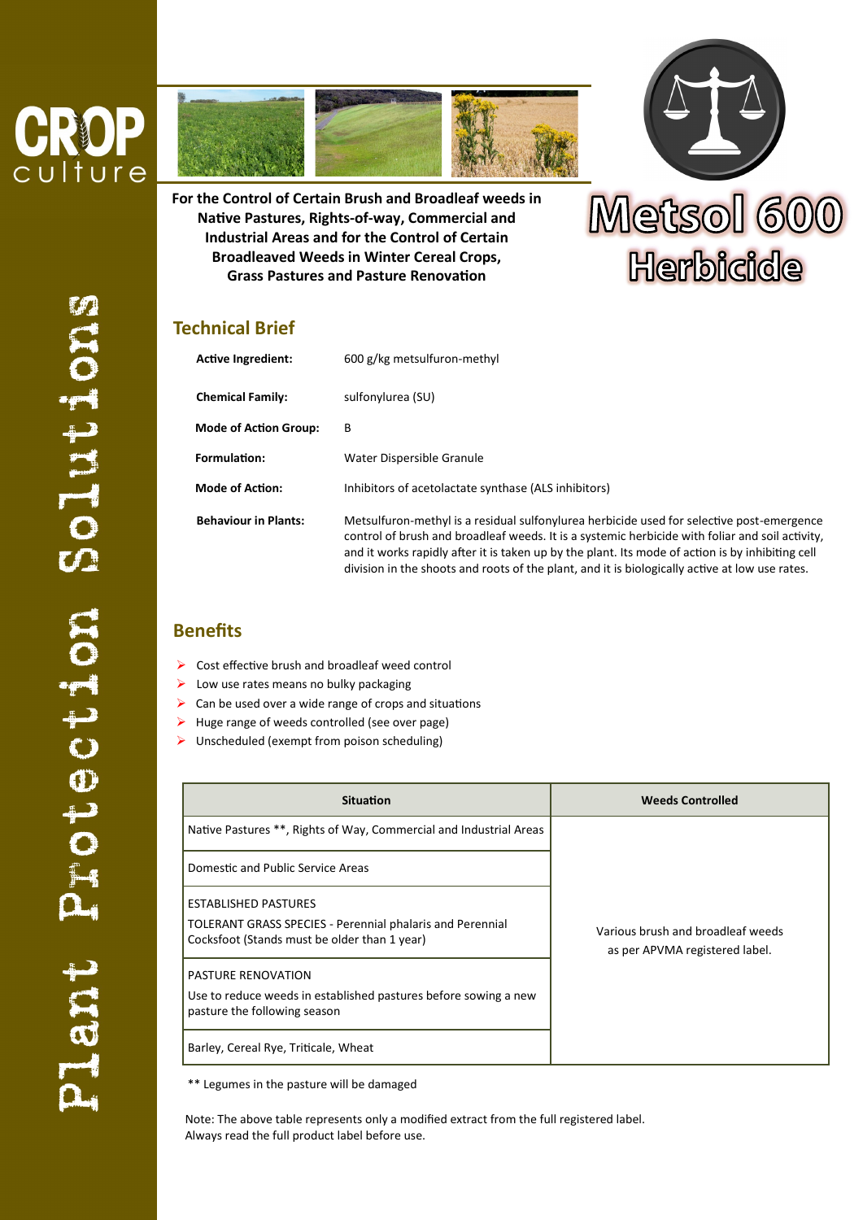CROP culture

Plant Protection Solutions

# Metsol 600 Herbicide

**For the Control of Certain Brush and Broadleaf weeds in Native Pastures, Rights-of-way, Commercial and Industrial Areas and for the Control of Certain Broadleaved Weeds in Winter Cereal Crops, Grass Pastures and Pasture Renovation**

## Technical Brief

| | |
|---|---|
| **Active Ingredient:** | 600 g/kg metsulfuron-methyl |
| **Chemical Family:** | sulfonylurea (SU) |
| **Mode of Action Group:** | B |
| **Formulation:** | Water Dispersible Granule |
| **Mode of Action:** | Inhibitors of acetolactate synthase (ALS inhibitors) |
| **Behaviour in Plants:** | Metsulfuron-methyl is a residual sulfonylurea herbicide used for selective post-emergence control of brush and broadleaf weeds. It is a systemic herbicide with foliar and soil activity, and it works rapidly after it is taken up by the plant. Its mode of action is by inhibiting cell division in the shoots and roots of the plant, and it is biologically active at low use rates. |

## Benefits

- Cost effective brush and broadleaf weed control
- Low use rates means no bulky packaging
- Can be used over a wide range of crops and situations
- Huge range of weeds controlled (see over page)
- Unscheduled (exempt from poison scheduling)

| Situation | Weeds Controlled |
|---|---|
| Native Pastures **, Rights of Way, Commercial and Industrial Areas | Various brush and broadleaf weeds as per APVMA registered label. |
| Domestic and Public Service Areas | |
| ESTABLISHED PASTURES<br>TOLERANT GRASS SPECIES - Perennial phalaris and Perennial Cocksfoot (Stands must be older than 1 year) | |
| PASTURE RENOVATION<br>Use to reduce weeds in established pastures before sowing a new pasture the following season | |
| Barley, Cereal Rye, Triticale, Wheat | |

** Legumes in the pasture will be damaged

Note: The above table represents only a modified extract from the full registered label. Always read the full product label before use.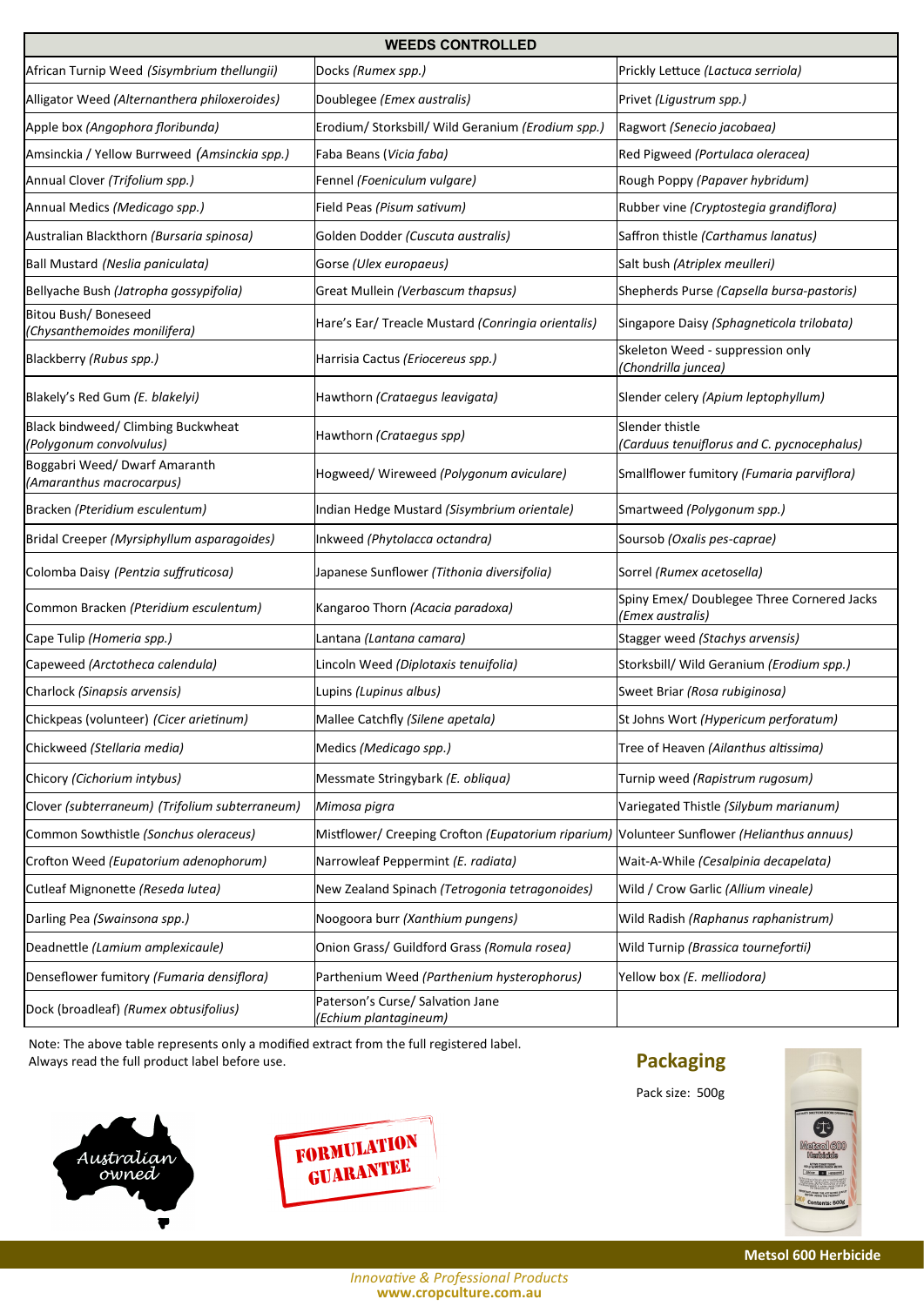| WEEDS CONTROLLED | | |
|---|---|---|
| African Turnip Weed *(Sisymbrium thellungii)* | Docks *(Rumex spp.)* | Prickly Lettuce *(Lactuca serriola)* |
| Alligator Weed *(Alternanthera philoxeroides)* | Doublegee *(Emex australis)* | Privet *(Ligustrum spp.)* |
| Apple box *(Angophora floribunda)* | Erodium/ Storksbill/ Wild Geranium *(Erodium spp.)* | Ragwort *(Senecio jacobaea)* |
| Amsinckia / Yellow Burrweed *(Amsinckia spp.)* | Faba Beans (*Vicia faba*) | Red Pigweed *(Portulaca oleracea)* |
| Annual Clover *(Trifolium spp.)* | Fennel *(Foeniculum vulgare)* | Rough Poppy *(Papaver hybridum)* |
| Annual Medics *(Medicago spp.)* | Field Peas *(Pisum sativum)* | Rubber vine *(Cryptostegia grandiflora)* |
| Australian Blackthorn *(Bursaria spinosa)* | Golden Dodder *(Cuscuta australis)* | Saffron thistle *(Carthamus lanatus)* |
| Ball Mustard *(Neslia paniculata)* | Gorse *(Ulex europaeus)* | Salt bush *(Atriplex meulleri)* |
| Bellyache Bush *(Jatropha gossypifolia)* | Great Mullein *(Verbascum thapsus)* | Shepherds Purse *(Capsella bursa-pastoris)* |
| Bitou Bush/ Boneseed *(Chysanthemoides monilifera)* | Hare's Ear/ Treacle Mustard *(Conringia orientalis)* | Singapore Daisy *(Sphagneticola trilobata)* |
| Blackberry *(Rubus spp.)* | Harrisia Cactus *(Eriocereus spp.)* | Skeleton Weed - suppression only *(Chondrilla juncea)* |
| Blakely's Red Gum *(E. blakelyi)* | Hawthorn *(Crataegus leavigata)* | Slender celery *(Apium leptophyllum)* |
| Black bindweed/ Climbing Buckwheat *(Polygonum convolvulus)* | Hawthorn *(Crataegus spp)* | Slender thistle *(Carduus tenuiflorus and C. pycnocephalus)* |
| Boggabri Weed/ Dwarf Amaranth *(Amaranthus macrocarpus)* | Hogweed/ Wireweed *(Polygonum aviculare)* | Smallflower fumitory *(Fumaria parviflora)* |
| Bracken *(Pteridium esculentum)* | Indian Hedge Mustard *(Sisymbrium orientale)* | Smartweed *(Polygonum spp.)* |
| Bridal Creeper *(Myrsiphyllum asparagoides)* | Inkweed *(Phytolacca octandra)* | Soursob *(Oxalis pes-caprae)* |
| Colomba Daisy *(Pentzia suffruticosa)* | Japanese Sunflower *(Tithonia diversifolia)* | Sorrel *(Rumex acetosella)* |
| Common Bracken *(Pteridium esculentum)* | Kangaroo Thorn *(Acacia paradoxa)* | Spiny Emex/ Doublegee Three Cornered Jacks *(Emex australis)* |
| Cape Tulip *(Homeria spp.)* | Lantana *(Lantana camara)* | Stagger weed *(Stachys arvensis)* |
| Capeweed *(Arctotheca calendula)* | Lincoln Weed *(Diplotaxis tenuifolia)* | Storksbill/ Wild Geranium *(Erodium spp.)* |
| Charlock *(Sinapsis arvensis)* | Lupins *(Lupinus albus)* | Sweet Briar *(Rosa rubiginosa)* |
| Chickpeas (volunteer) *(Cicer arietinum)* | Mallee Catchfly *(Silene apetala)* | St Johns Wort *(Hypericum perforatum)* |
| Chickweed *(Stellaria media)* | Medics *(Medicago spp.)* | Tree of Heaven *(Ailanthus altissima)* |
| Chicory *(Cichorium intybus)* | Messmate Stringybark *(E. obliqua)* | Turnip weed *(Rapistrum rugosum)* |
| Clover *(subterraneum) (Trifolium subterraneum)* | *Mimosa pigra* | Variegated Thistle *(Silybum marianum)* |
| Common Sowthistle *(Sonchus oleraceus)* | Mistflower/ Creeping Crofton *(Eupatorium riparium)* | Volunteer Sunflower *(Helianthus annuus)* |
| Crofton Weed *(Eupatorium adenophorum)* | Narrowleaf Peppermint *(E. radiata)* | Wait-A-While *(Cesalpinia decapelata)* |
| Cutleaf Mignonette *(Reseda lutea)* | New Zealand Spinach *(Tetrogonia tetragonoides)* | Wild / Crow Garlic *(Allium vineale)* |
| Darling Pea *(Swainsona spp.)* | Noogoora burr *(Xanthium pungens)* | Wild Radish *(Raphanus raphanistrum)* |
| Deadnettle *(Lamium amplexicaule)* | Onion Grass/ Guildford Grass *(Romula rosea)* | Wild Turnip *(Brassica tournefortii)* |
| Denseflower fumitory *(Fumaria densiflora)* | Parthenium Weed *(Parthenium hysterophorus)* | Yellow box *(E. melliodora)* |
| Dock (broadleaf) *(Rumex obtusifolius)* | Paterson's Curse/ Salvation Jane *(Echium plantagineum)* | |

Note: The above table represents only a modified extract from the full registered label.
Always read the full product label before use.

Australian owned

FORMULATION GUARANTEE

## Packaging

Pack size: 500g

Metsol 600 Herbicide

*Innovative & Professional Products*
**www.cropculture.com.au**